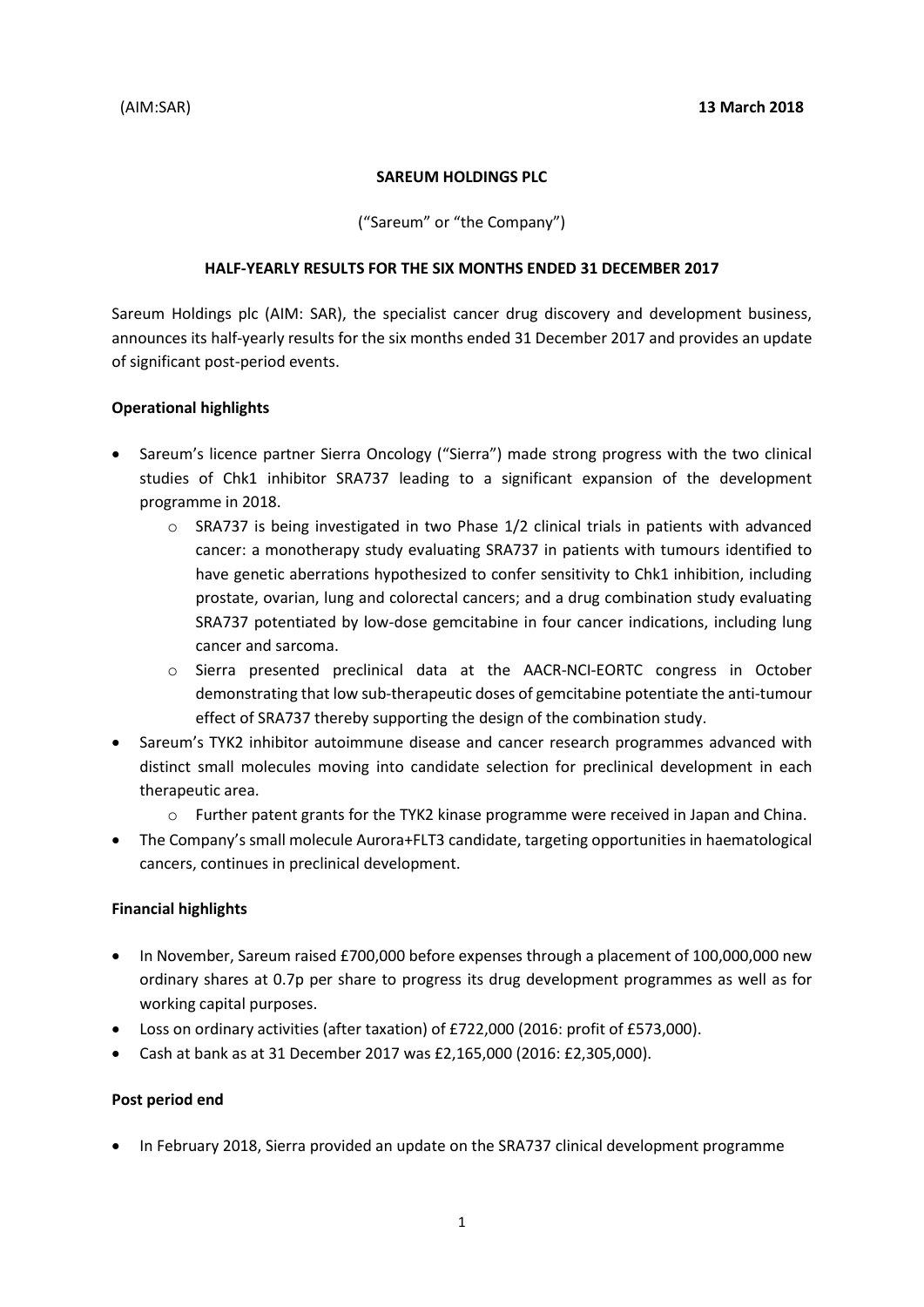(AIM:SAR) **13 March 2018**

**SAREUM HOLDINGS PLC**

("Sareum" or "the Company")

**HALF-YEARLY RESULTS FOR THE SIX MONTHS ENDED 31 DECEMBER 2017**

Sareum Holdings plc (AIM: SAR), the specialist cancer drug discovery and development business, announces its half-yearly results for the six months ended 31 December 2017 and provides an update of significant post-period events.

**Operational highlights**

- Sareum's licence partner Sierra Oncology ("Sierra") made strong progress with the two clinical studies of Chk1 inhibitor SRA737 leading to a significant expansion of the development programme in 2018.
  - SRA737 is being investigated in two Phase 1/2 clinical trials in patients with advanced cancer: a monotherapy study evaluating SRA737 in patients with tumours identified to have genetic aberrations hypothesized to confer sensitivity to Chk1 inhibition, including prostate, ovarian, lung and colorectal cancers; and a drug combination study evaluating SRA737 potentiated by low-dose gemcitabine in four cancer indications, including lung cancer and sarcoma.
  - Sierra presented preclinical data at the AACR-NCI-EORTC congress in October demonstrating that low sub-therapeutic doses of gemcitabine potentiate the anti-tumour effect of SRA737 thereby supporting the design of the combination study.
- Sareum's TYK2 inhibitor autoimmune disease and cancer research programmes advanced with distinct small molecules moving into candidate selection for preclinical development in each therapeutic area.
  - Further patent grants for the TYK2 kinase programme were received in Japan and China.
- The Company's small molecule Aurora+FLT3 candidate, targeting opportunities in haematological cancers, continues in preclinical development.

**Financial highlights**

- In November, Sareum raised £700,000 before expenses through a placement of 100,000,000 new ordinary shares at 0.7p per share to progress its drug development programmes as well as for working capital purposes.
- Loss on ordinary activities (after taxation) of £722,000 (2016: profit of £573,000).
- Cash at bank as at 31 December 2017 was £2,165,000 (2016: £2,305,000).

**Post period end**

- In February 2018, Sierra provided an update on the SRA737 clinical development programme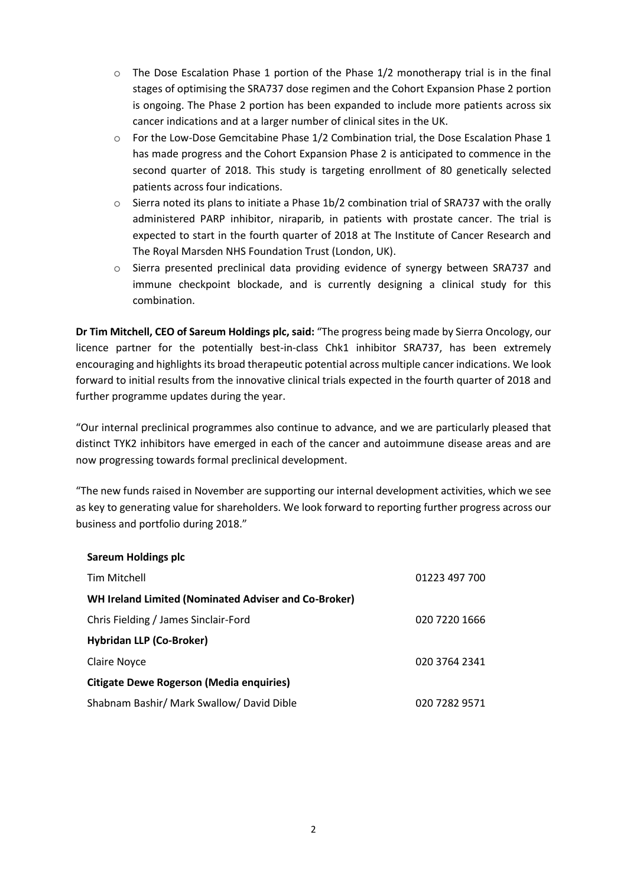- The Dose Escalation Phase 1 portion of the Phase 1/2 monotherapy trial is in the final stages of optimising the SRA737 dose regimen and the Cohort Expansion Phase 2 portion is ongoing. The Phase 2 portion has been expanded to include more patients across six cancer indications and at a larger number of clinical sites in the UK.
- For the Low-Dose Gemcitabine Phase 1/2 Combination trial, the Dose Escalation Phase 1 has made progress and the Cohort Expansion Phase 2 is anticipated to commence in the second quarter of 2018. This study is targeting enrollment of 80 genetically selected patients across four indications.
- Sierra noted its plans to initiate a Phase 1b/2 combination trial of SRA737 with the orally administered PARP inhibitor, niraparib, in patients with prostate cancer. The trial is expected to start in the fourth quarter of 2018 at The Institute of Cancer Research and The Royal Marsden NHS Foundation Trust (London, UK).
- Sierra presented preclinical data providing evidence of synergy between SRA737 and immune checkpoint blockade, and is currently designing a clinical study for this combination.

**Dr Tim Mitchell, CEO of Sareum Holdings plc, said:** "The progress being made by Sierra Oncology, our licence partner for the potentially best-in-class Chk1 inhibitor SRA737, has been extremely encouraging and highlights its broad therapeutic potential across multiple cancer indications. We look forward to initial results from the innovative clinical trials expected in the fourth quarter of 2018 and further programme updates during the year.

"Our internal preclinical programmes also continue to advance, and we are particularly pleased that distinct TYK2 inhibitors have emerged in each of the cancer and autoimmune disease areas and are now progressing towards formal preclinical development.

"The new funds raised in November are supporting our internal development activities, which we see as key to generating value for shareholders. We look forward to reporting further progress across our business and portfolio during 2018."

| | |
|---|---|
| **Sareum Holdings plc** | |
| Tim Mitchell | 01223 497 700 |
| **WH Ireland Limited (Nominated Adviser and Co-Broker)** | |
| Chris Fielding / James Sinclair-Ford | 020 7220 1666 |
| **Hybridan LLP (Co-Broker)** | |
| Claire Noyce | 020 3764 2341 |
| **Citigate Dewe Rogerson (Media enquiries)** | |
| Shabnam Bashir/ Mark Swallow/ David Dible | 020 7282 9571 |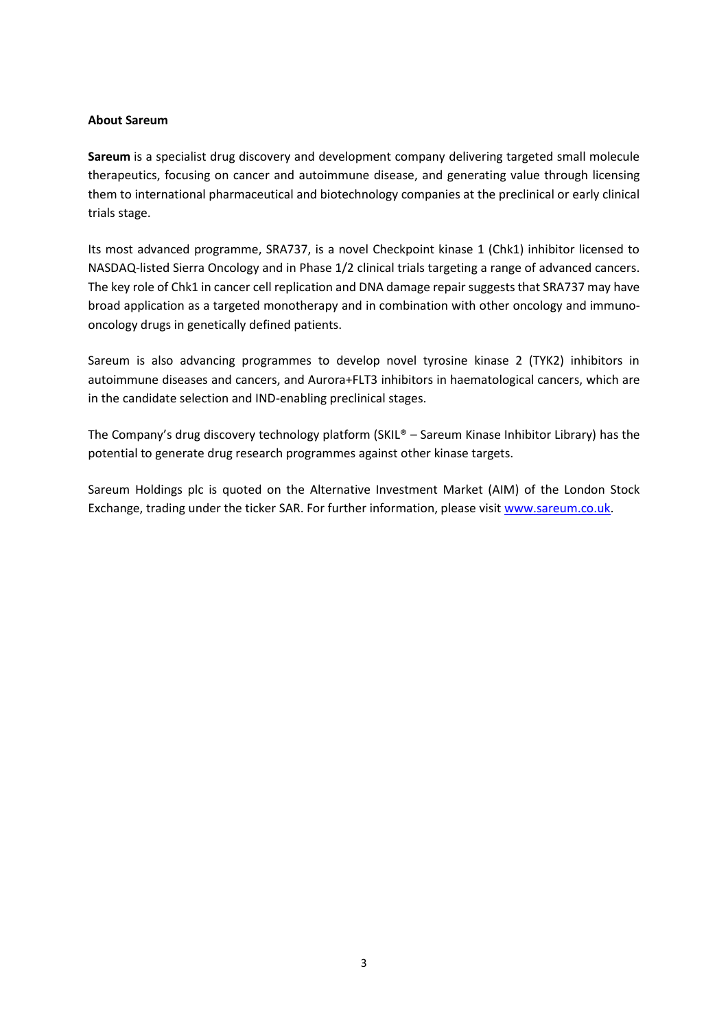**About Sareum**

**Sareum** is a specialist drug discovery and development company delivering targeted small molecule therapeutics, focusing on cancer and autoimmune disease, and generating value through licensing them to international pharmaceutical and biotechnology companies at the preclinical or early clinical trials stage.

Its most advanced programme, SRA737, is a novel Checkpoint kinase 1 (Chk1) inhibitor licensed to NASDAQ-listed Sierra Oncology and in Phase 1/2 clinical trials targeting a range of advanced cancers. The key role of Chk1 in cancer cell replication and DNA damage repair suggests that SRA737 may have broad application as a targeted monotherapy and in combination with other oncology and immuno-oncology drugs in genetically defined patients.

Sareum is also advancing programmes to develop novel tyrosine kinase 2 (TYK2) inhibitors in autoimmune diseases and cancers, and Aurora+FLT3 inhibitors in haematological cancers, which are in the candidate selection and IND-enabling preclinical stages.

The Company's drug discovery technology platform (SKIL® – Sareum Kinase Inhibitor Library) has the potential to generate drug research programmes against other kinase targets.

Sareum Holdings plc is quoted on the Alternative Investment Market (AIM) of the London Stock Exchange, trading under the ticker SAR. For further information, please visit [www.sareum.co.uk](http://www.sareum.co.uk).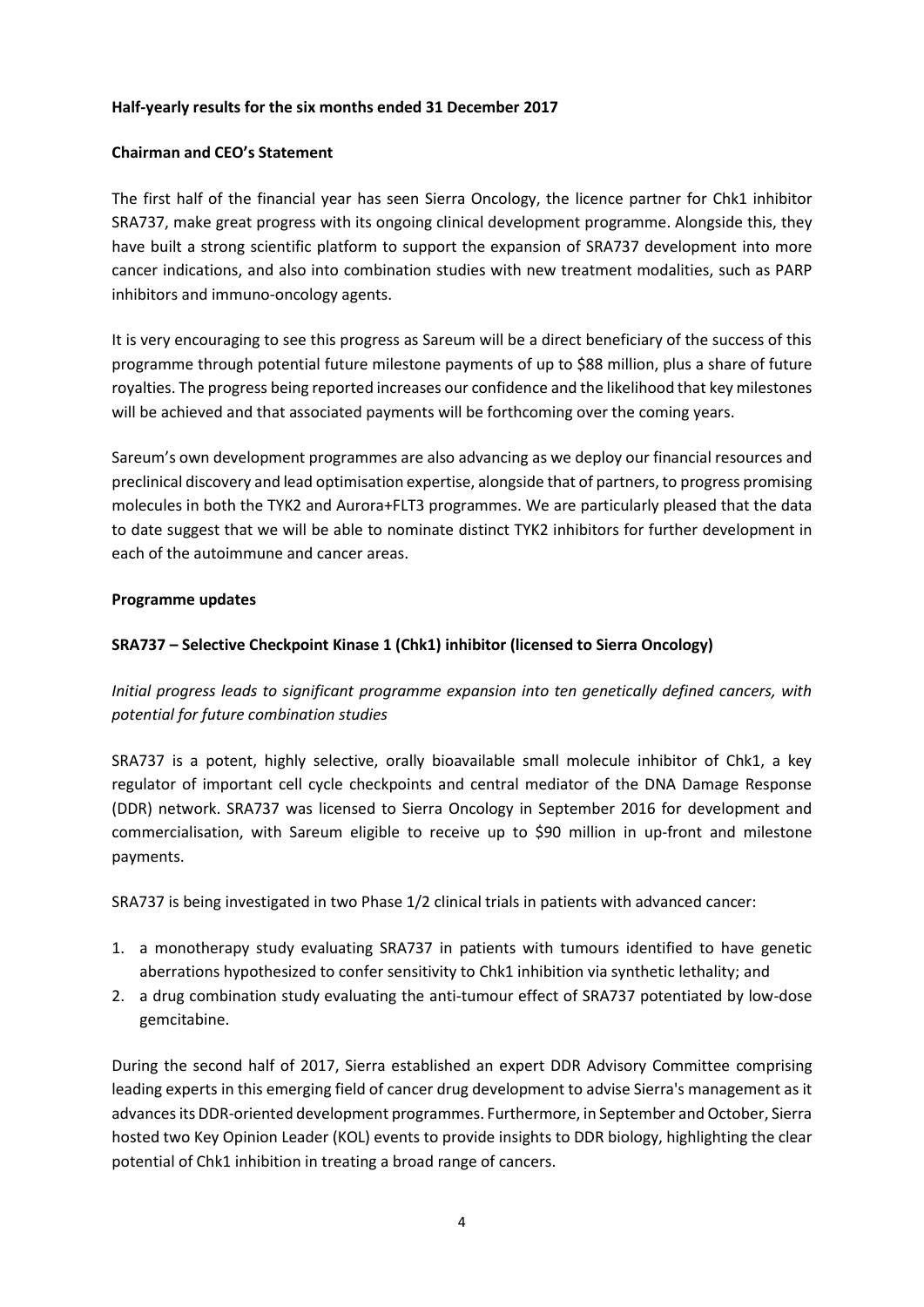**Half-yearly results for the six months ended 31 December 2017**

**Chairman and CEO's Statement**

The first half of the financial year has seen Sierra Oncology, the licence partner for Chk1 inhibitor SRA737, make great progress with its ongoing clinical development programme. Alongside this, they have built a strong scientific platform to support the expansion of SRA737 development into more cancer indications, and also into combination studies with new treatment modalities, such as PARP inhibitors and immuno-oncology agents.

It is very encouraging to see this progress as Sareum will be a direct beneficiary of the success of this programme through potential future milestone payments of up to $88 million, plus a share of future royalties. The progress being reported increases our confidence and the likelihood that key milestones will be achieved and that associated payments will be forthcoming over the coming years.

Sareum's own development programmes are also advancing as we deploy our financial resources and preclinical discovery and lead optimisation expertise, alongside that of partners, to progress promising molecules in both the TYK2 and Aurora+FLT3 programmes. We are particularly pleased that the data to date suggest that we will be able to nominate distinct TYK2 inhibitors for further development in each of the autoimmune and cancer areas.

**Programme updates**

**SRA737 – Selective Checkpoint Kinase 1 (Chk1) inhibitor (licensed to Sierra Oncology)**

*Initial progress leads to significant programme expansion into ten genetically defined cancers, with potential for future combination studies*

SRA737 is a potent, highly selective, orally bioavailable small molecule inhibitor of Chk1, a key regulator of important cell cycle checkpoints and central mediator of the DNA Damage Response (DDR) network. SRA737 was licensed to Sierra Oncology in September 2016 for development and commercialisation, with Sareum eligible to receive up to $90 million in up-front and milestone payments.

SRA737 is being investigated in two Phase 1/2 clinical trials in patients with advanced cancer:

1. a monotherapy study evaluating SRA737 in patients with tumours identified to have genetic aberrations hypothesized to confer sensitivity to Chk1 inhibition via synthetic lethality; and
2. a drug combination study evaluating the anti-tumour effect of SRA737 potentiated by low-dose gemcitabine.

During the second half of 2017, Sierra established an expert DDR Advisory Committee comprising leading experts in this emerging field of cancer drug development to advise Sierra's management as it advances its DDR-oriented development programmes. Furthermore, in September and October, Sierra hosted two Key Opinion Leader (KOL) events to provide insights to DDR biology, highlighting the clear potential of Chk1 inhibition in treating a broad range of cancers.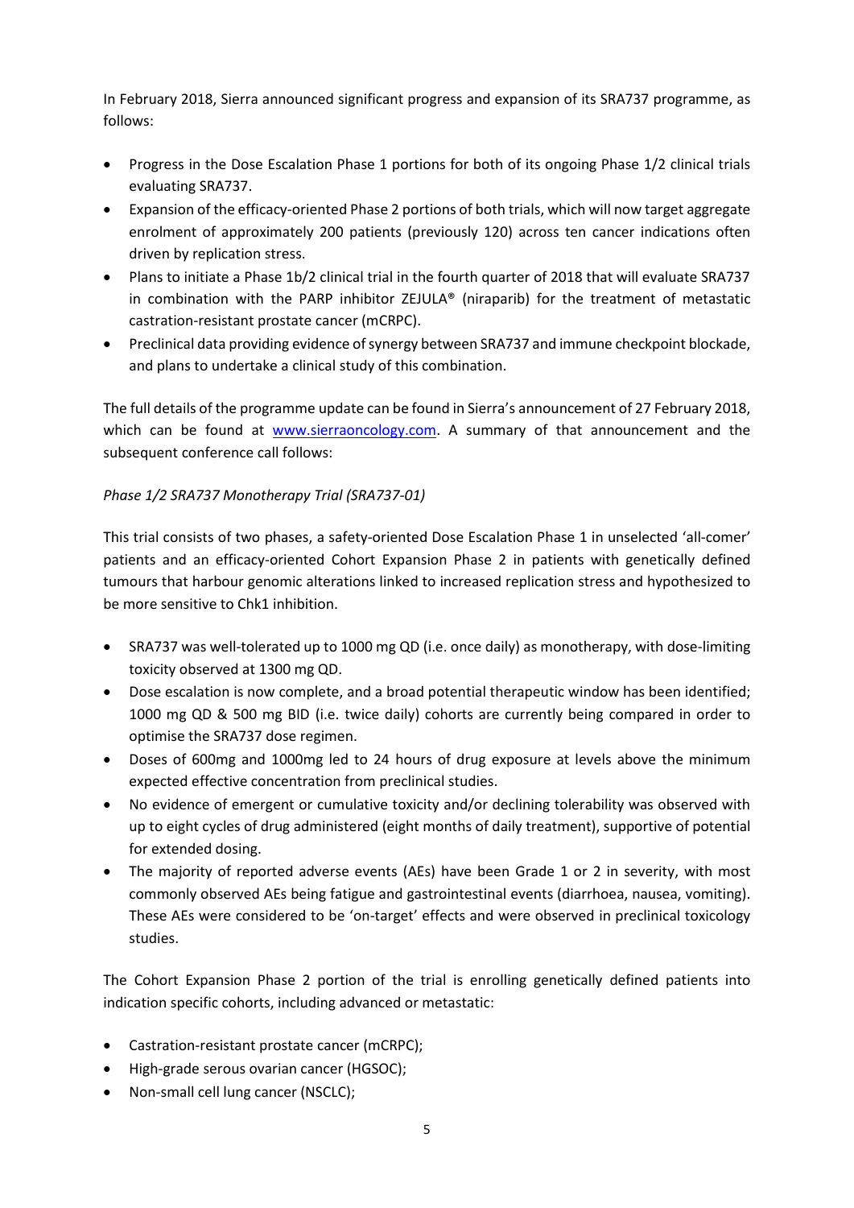In February 2018, Sierra announced significant progress and expansion of its SRA737 programme, as follows:

- Progress in the Dose Escalation Phase 1 portions for both of its ongoing Phase 1/2 clinical trials evaluating SRA737.
- Expansion of the efficacy-oriented Phase 2 portions of both trials, which will now target aggregate enrolment of approximately 200 patients (previously 120) across ten cancer indications often driven by replication stress.
- Plans to initiate a Phase 1b/2 clinical trial in the fourth quarter of 2018 that will evaluate SRA737 in combination with the PARP inhibitor ZEJULA® (niraparib) for the treatment of metastatic castration-resistant prostate cancer (mCRPC).
- Preclinical data providing evidence of synergy between SRA737 and immune checkpoint blockade, and plans to undertake a clinical study of this combination.

The full details of the programme update can be found in Sierra's announcement of 27 February 2018, which can be found at [www.sierraoncology.com](http://www.sierraoncology.com). A summary of that announcement and the subsequent conference call follows:

*Phase 1/2 SRA737 Monotherapy Trial (SRA737-01)*

This trial consists of two phases, a safety-oriented Dose Escalation Phase 1 in unselected 'all-comer' patients and an efficacy-oriented Cohort Expansion Phase 2 in patients with genetically defined tumours that harbour genomic alterations linked to increased replication stress and hypothesized to be more sensitive to Chk1 inhibition.

- SRA737 was well-tolerated up to 1000 mg QD (i.e. once daily) as monotherapy, with dose-limiting toxicity observed at 1300 mg QD.
- Dose escalation is now complete, and a broad potential therapeutic window has been identified; 1000 mg QD & 500 mg BID (i.e. twice daily) cohorts are currently being compared in order to optimise the SRA737 dose regimen.
- Doses of 600mg and 1000mg led to 24 hours of drug exposure at levels above the minimum expected effective concentration from preclinical studies.
- No evidence of emergent or cumulative toxicity and/or declining tolerability was observed with up to eight cycles of drug administered (eight months of daily treatment), supportive of potential for extended dosing.
- The majority of reported adverse events (AEs) have been Grade 1 or 2 in severity, with most commonly observed AEs being fatigue and gastrointestinal events (diarrhoea, nausea, vomiting). These AEs were considered to be 'on-target' effects and were observed in preclinical toxicology studies.

The Cohort Expansion Phase 2 portion of the trial is enrolling genetically defined patients into indication specific cohorts, including advanced or metastatic:

- Castration-resistant prostate cancer (mCRPC);
- High-grade serous ovarian cancer (HGSOC);
- Non-small cell lung cancer (NSCLC);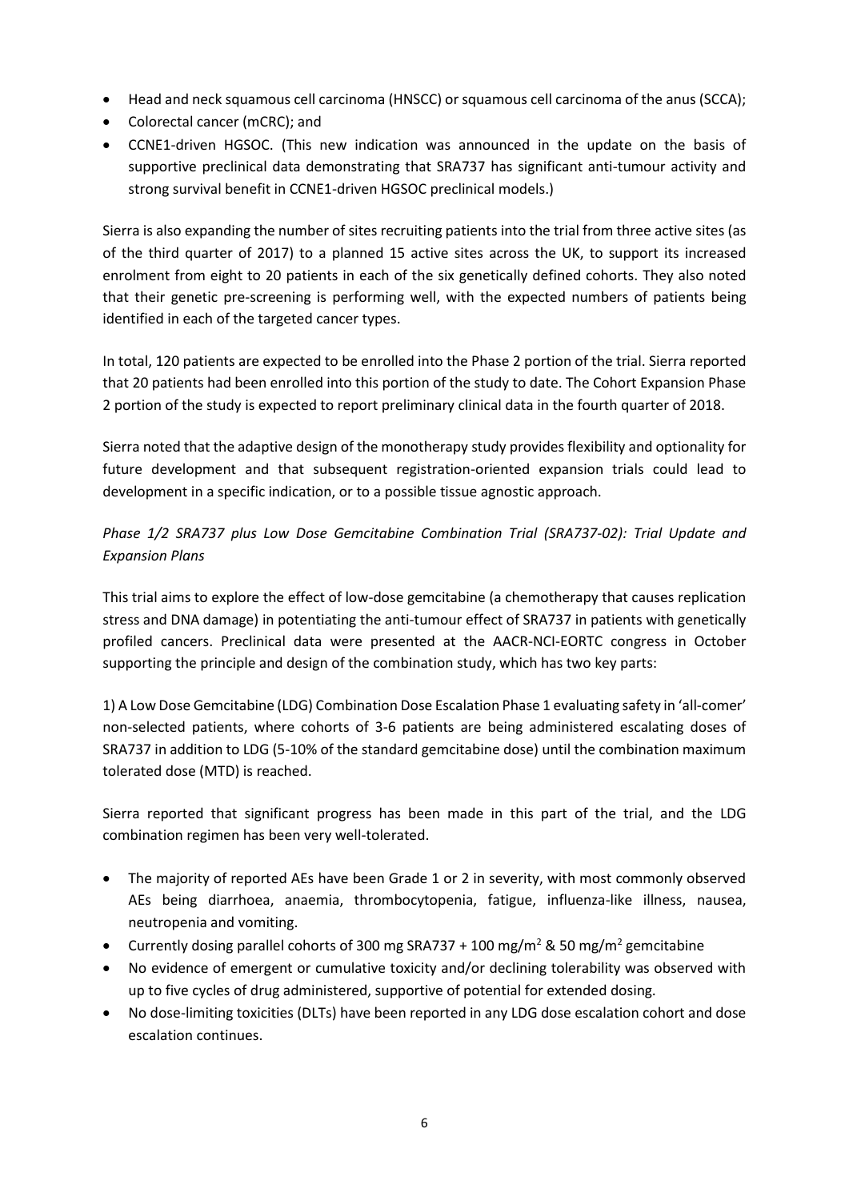- Head and neck squamous cell carcinoma (HNSCC) or squamous cell carcinoma of the anus (SCCA);
- Colorectal cancer (mCRC); and
- CCNE1-driven HGSOC. (This new indication was announced in the update on the basis of supportive preclinical data demonstrating that SRA737 has significant anti-tumour activity and strong survival benefit in CCNE1-driven HGSOC preclinical models.)

Sierra is also expanding the number of sites recruiting patients into the trial from three active sites (as of the third quarter of 2017) to a planned 15 active sites across the UK, to support its increased enrolment from eight to 20 patients in each of the six genetically defined cohorts. They also noted that their genetic pre-screening is performing well, with the expected numbers of patients being identified in each of the targeted cancer types.

In total, 120 patients are expected to be enrolled into the Phase 2 portion of the trial. Sierra reported that 20 patients had been enrolled into this portion of the study to date. The Cohort Expansion Phase 2 portion of the study is expected to report preliminary clinical data in the fourth quarter of 2018.

Sierra noted that the adaptive design of the monotherapy study provides flexibility and optionality for future development and that subsequent registration-oriented expansion trials could lead to development in a specific indication, or to a possible tissue agnostic approach.

*Phase 1/2 SRA737 plus Low Dose Gemcitabine Combination Trial (SRA737-02): Trial Update and Expansion Plans*

This trial aims to explore the effect of low-dose gemcitabine (a chemotherapy that causes replication stress and DNA damage) in potentiating the anti-tumour effect of SRA737 in patients with genetically profiled cancers. Preclinical data were presented at the AACR-NCI-EORTC congress in October supporting the principle and design of the combination study, which has two key parts:

1) A Low Dose Gemcitabine (LDG) Combination Dose Escalation Phase 1 evaluating safety in 'all-comer' non-selected patients, where cohorts of 3-6 patients are being administered escalating doses of SRA737 in addition to LDG (5-10% of the standard gemcitabine dose) until the combination maximum tolerated dose (MTD) is reached.

Sierra reported that significant progress has been made in this part of the trial, and the LDG combination regimen has been very well-tolerated.

- The majority of reported AEs have been Grade 1 or 2 in severity, with most commonly observed AEs being diarrhoea, anaemia, thrombocytopenia, fatigue, influenza-like illness, nausea, neutropenia and vomiting.
- Currently dosing parallel cohorts of 300 mg SRA737 + 100 mg/m$^2$ & 50 mg/m$^2$ gemcitabine
- No evidence of emergent or cumulative toxicity and/or declining tolerability was observed with up to five cycles of drug administered, supportive of potential for extended dosing.
- No dose-limiting toxicities (DLTs) have been reported in any LDG dose escalation cohort and dose escalation continues.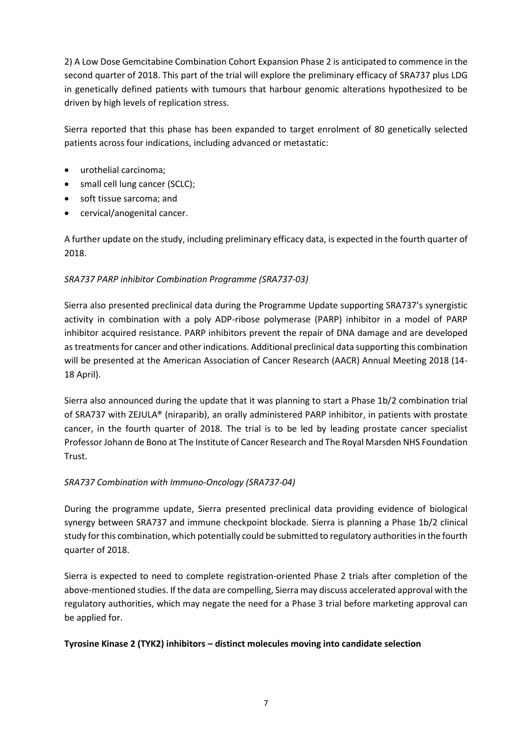2) A Low Dose Gemcitabine Combination Cohort Expansion Phase 2 is anticipated to commence in the second quarter of 2018. This part of the trial will explore the preliminary efficacy of SRA737 plus LDG in genetically defined patients with tumours that harbour genomic alterations hypothesized to be driven by high levels of replication stress.

Sierra reported that this phase has been expanded to target enrolment of 80 genetically selected patients across four indications, including advanced or metastatic:

- urothelial carcinoma;
- small cell lung cancer (SCLC);
- soft tissue sarcoma; and
- cervical/anogenital cancer.

A further update on the study, including preliminary efficacy data, is expected in the fourth quarter of 2018.

*SRA737 PARP inhibitor Combination Programme (SRA737-03)*

Sierra also presented preclinical data during the Programme Update supporting SRA737's synergistic activity in combination with a poly ADP-ribose polymerase (PARP) inhibitor in a model of PARP inhibitor acquired resistance. PARP inhibitors prevent the repair of DNA damage and are developed as treatments for cancer and other indications. Additional preclinical data supporting this combination will be presented at the American Association of Cancer Research (AACR) Annual Meeting 2018 (14-18 April).

Sierra also announced during the update that it was planning to start a Phase 1b/2 combination trial of SRA737 with ZEJULA® (niraparib), an orally administered PARP inhibitor, in patients with prostate cancer, in the fourth quarter of 2018. The trial is to be led by leading prostate cancer specialist Professor Johann de Bono at The Institute of Cancer Research and The Royal Marsden NHS Foundation Trust.

*SRA737 Combination with Immuno-Oncology (SRA737-04)*

During the programme update, Sierra presented preclinical data providing evidence of biological synergy between SRA737 and immune checkpoint blockade. Sierra is planning a Phase 1b/2 clinical study for this combination, which potentially could be submitted to regulatory authorities in the fourth quarter of 2018.

Sierra is expected to need to complete registration-oriented Phase 2 trials after completion of the above-mentioned studies. If the data are compelling, Sierra may discuss accelerated approval with the regulatory authorities, which may negate the need for a Phase 3 trial before marketing approval can be applied for.

**Tyrosine Kinase 2 (TYK2) inhibitors – distinct molecules moving into candidate selection**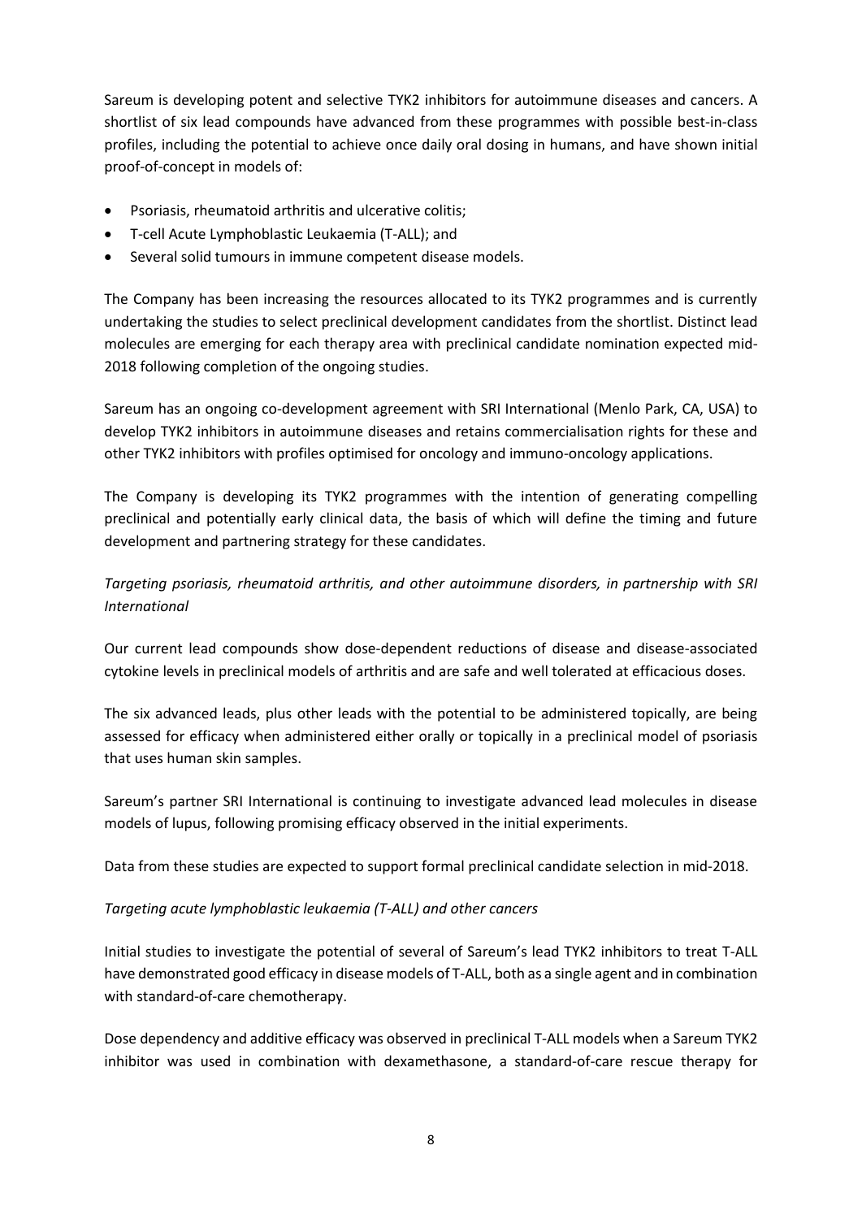Sareum is developing potent and selective TYK2 inhibitors for autoimmune diseases and cancers. A shortlist of six lead compounds have advanced from these programmes with possible best-in-class profiles, including the potential to achieve once daily oral dosing in humans, and have shown initial proof-of-concept in models of:

- Psoriasis, rheumatoid arthritis and ulcerative colitis;
- T-cell Acute Lymphoblastic Leukaemia (T-ALL); and
- Several solid tumours in immune competent disease models.

The Company has been increasing the resources allocated to its TYK2 programmes and is currently undertaking the studies to select preclinical development candidates from the shortlist. Distinct lead molecules are emerging for each therapy area with preclinical candidate nomination expected mid-2018 following completion of the ongoing studies.

Sareum has an ongoing co-development agreement with SRI International (Menlo Park, CA, USA) to develop TYK2 inhibitors in autoimmune diseases and retains commercialisation rights for these and other TYK2 inhibitors with profiles optimised for oncology and immuno-oncology applications.

The Company is developing its TYK2 programmes with the intention of generating compelling preclinical and potentially early clinical data, the basis of which will define the timing and future development and partnering strategy for these candidates.

*Targeting psoriasis, rheumatoid arthritis, and other autoimmune disorders, in partnership with SRI International*

Our current lead compounds show dose-dependent reductions of disease and disease-associated cytokine levels in preclinical models of arthritis and are safe and well tolerated at efficacious doses.

The six advanced leads, plus other leads with the potential to be administered topically, are being assessed for efficacy when administered either orally or topically in a preclinical model of psoriasis that uses human skin samples.

Sareum's partner SRI International is continuing to investigate advanced lead molecules in disease models of lupus, following promising efficacy observed in the initial experiments.

Data from these studies are expected to support formal preclinical candidate selection in mid-2018.

*Targeting acute lymphoblastic leukaemia (T-ALL) and other cancers*

Initial studies to investigate the potential of several of Sareum's lead TYK2 inhibitors to treat T-ALL have demonstrated good efficacy in disease models of T-ALL, both as a single agent and in combination with standard-of-care chemotherapy.

Dose dependency and additive efficacy was observed in preclinical T-ALL models when a Sareum TYK2 inhibitor was used in combination with dexamethasone, a standard-of-care rescue therapy for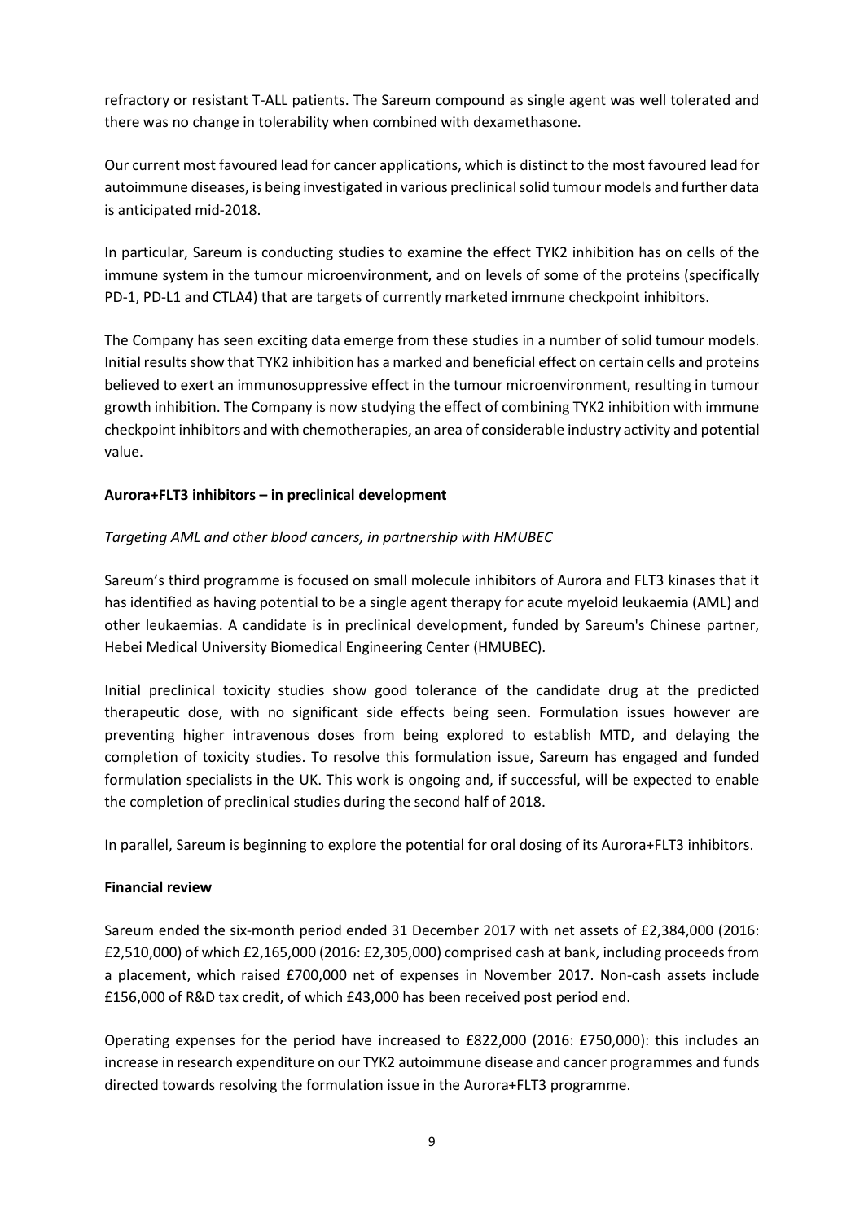refractory or resistant T-ALL patients. The Sareum compound as single agent was well tolerated and there was no change in tolerability when combined with dexamethasone.

Our current most favoured lead for cancer applications, which is distinct to the most favoured lead for autoimmune diseases, is being investigated in various preclinical solid tumour models and further data is anticipated mid-2018.

In particular, Sareum is conducting studies to examine the effect TYK2 inhibition has on cells of the immune system in the tumour microenvironment, and on levels of some of the proteins (specifically PD-1, PD-L1 and CTLA4) that are targets of currently marketed immune checkpoint inhibitors.

The Company has seen exciting data emerge from these studies in a number of solid tumour models. Initial results show that TYK2 inhibition has a marked and beneficial effect on certain cells and proteins believed to exert an immunosuppressive effect in the tumour microenvironment, resulting in tumour growth inhibition. The Company is now studying the effect of combining TYK2 inhibition with immune checkpoint inhibitors and with chemotherapies, an area of considerable industry activity and potential value.

**Aurora+FLT3 inhibitors – in preclinical development**

*Targeting AML and other blood cancers, in partnership with HMUBEC*

Sareum's third programme is focused on small molecule inhibitors of Aurora and FLT3 kinases that it has identified as having potential to be a single agent therapy for acute myeloid leukaemia (AML) and other leukaemias. A candidate is in preclinical development, funded by Sareum's Chinese partner, Hebei Medical University Biomedical Engineering Center (HMUBEC).

Initial preclinical toxicity studies show good tolerance of the candidate drug at the predicted therapeutic dose, with no significant side effects being seen. Formulation issues however are preventing higher intravenous doses from being explored to establish MTD, and delaying the completion of toxicity studies. To resolve this formulation issue, Sareum has engaged and funded formulation specialists in the UK. This work is ongoing and, if successful, will be expected to enable the completion of preclinical studies during the second half of 2018.

In parallel, Sareum is beginning to explore the potential for oral dosing of its Aurora+FLT3 inhibitors.

**Financial review**

Sareum ended the six-month period ended 31 December 2017 with net assets of £2,384,000 (2016: £2,510,000) of which £2,165,000 (2016: £2,305,000) comprised cash at bank, including proceeds from a placement, which raised £700,000 net of expenses in November 2017. Non-cash assets include £156,000 of R&D tax credit, of which £43,000 has been received post period end.

Operating expenses for the period have increased to £822,000 (2016: £750,000): this includes an increase in research expenditure on our TYK2 autoimmune disease and cancer programmes and funds directed towards resolving the formulation issue in the Aurora+FLT3 programme.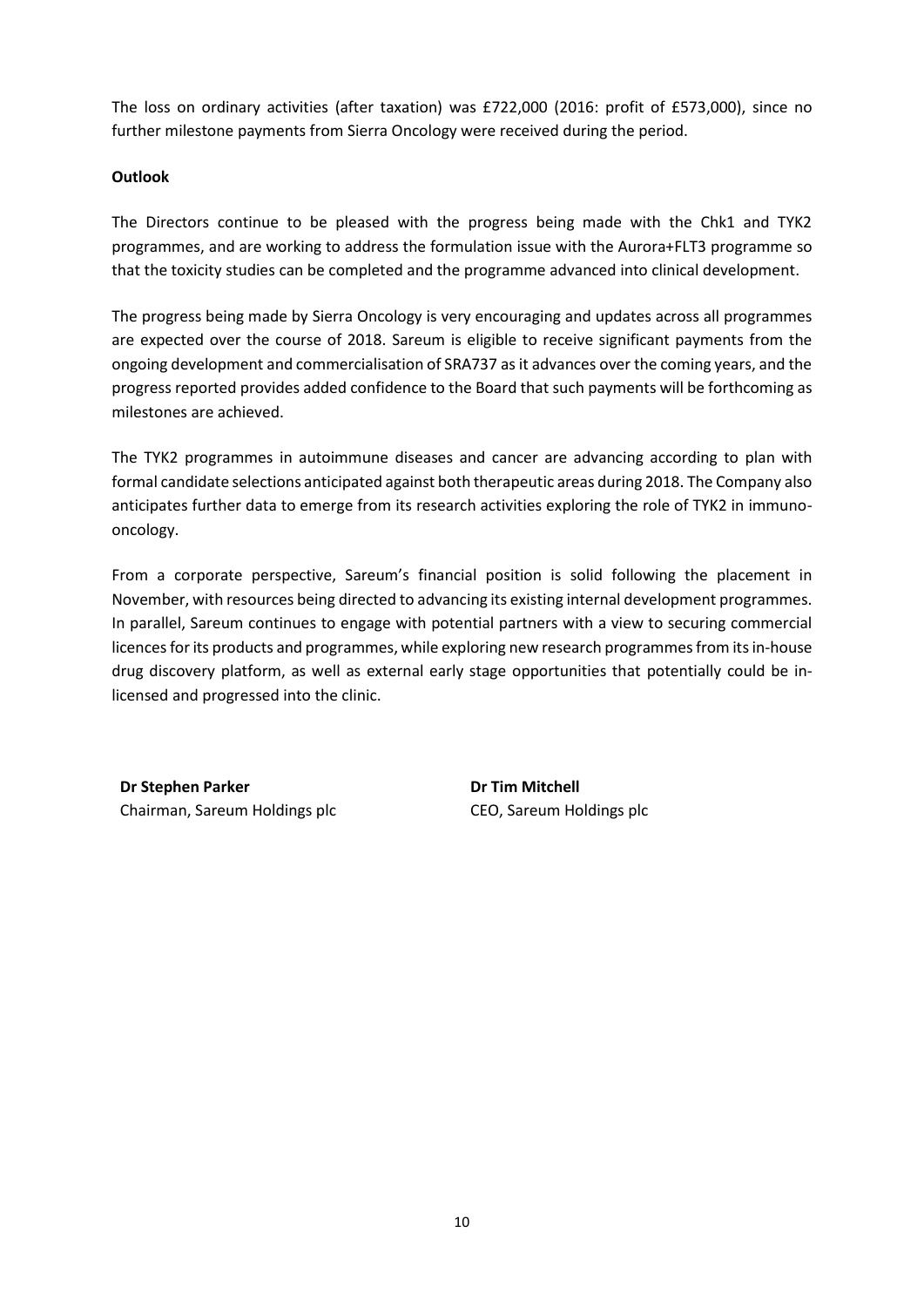The loss on ordinary activities (after taxation) was £722,000 (2016: profit of £573,000), since no further milestone payments from Sierra Oncology were received during the period.

**Outlook**

The Directors continue to be pleased with the progress being made with the Chk1 and TYK2 programmes, and are working to address the formulation issue with the Aurora+FLT3 programme so that the toxicity studies can be completed and the programme advanced into clinical development.

The progress being made by Sierra Oncology is very encouraging and updates across all programmes are expected over the course of 2018. Sareum is eligible to receive significant payments from the ongoing development and commercialisation of SRA737 as it advances over the coming years, and the progress reported provides added confidence to the Board that such payments will be forthcoming as milestones are achieved.

The TYK2 programmes in autoimmune diseases and cancer are advancing according to plan with formal candidate selections anticipated against both therapeutic areas during 2018. The Company also anticipates further data to emerge from its research activities exploring the role of TYK2 in immuno-oncology.

From a corporate perspective, Sareum's financial position is solid following the placement in November, with resources being directed to advancing its existing internal development programmes. In parallel, Sareum continues to engage with potential partners with a view to securing commercial licences for its products and programmes, while exploring new research programmes from its in-house drug discovery platform, as well as external early stage opportunities that potentially could be in-licensed and progressed into the clinic.

**Dr Stephen Parker**
Chairman, Sareum Holdings plc

**Dr Tim Mitchell**
CEO, Sareum Holdings plc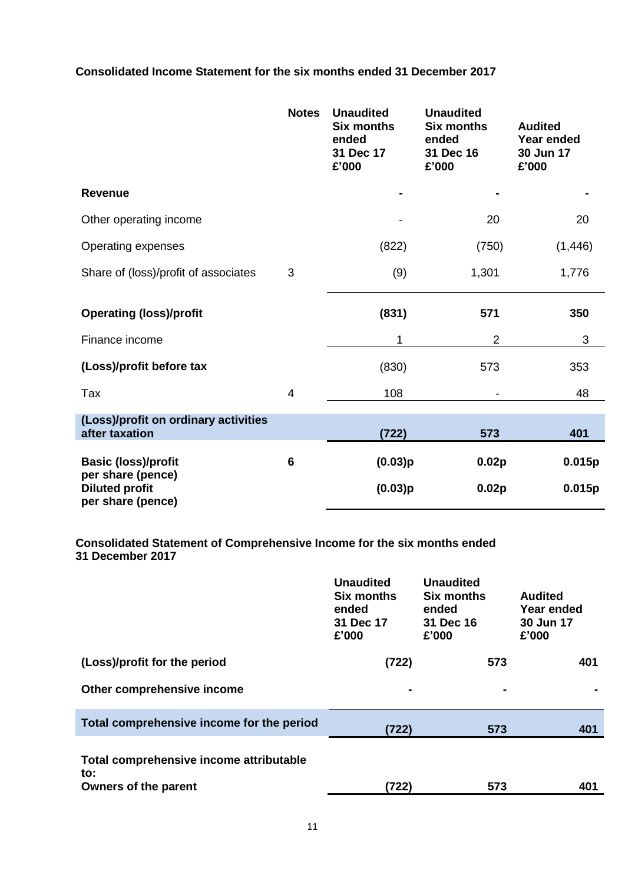**Consolidated Income Statement for the six months ended 31 December 2017**

| | Notes | Unaudited Six months ended 31 Dec 17 £'000 | Unaudited Six months ended 31 Dec 16 £'000 | Audited Year ended 30 Jun 17 £'000 |
|---|---|---|---|---|
| **Revenue** | | - | - | - |
| Other operating income | | - | 20 | 20 |
| Operating expenses | | (822) | (750) | (1,446) |
| Share of (loss)/profit of associates | 3 | (9) | 1,301 | 1,776 |
| **Operating (loss)/profit** | | **(831)** | **571** | **350** |
| Finance income | | 1 | 2 | 3 |
| **(Loss)/profit before tax** | | (830) | 573 | 353 |
| Tax | 4 | 108 | - | 48 |
| **(Loss)/profit on ordinary activities after taxation** | | **(722)** | **573** | **401** |
| **Basic (loss)/profit per share (pence)** | 6 | **(0.03)p** | **0.02p** | **0.015p** |
| **Diluted profit per share (pence)** | | **(0.03)p** | **0.02p** | **0.015p** |

**Consolidated Statement of Comprehensive Income for the six months ended 31 December 2017**

| | Unaudited Six months ended 31 Dec 17 £'000 | Unaudited Six months ended 31 Dec 16 £'000 | Audited Year ended 30 Jun 17 £'000 |
|---|---|---|---|
| **(Loss)/profit for the period** | **(722)** | **573** | **401** |
| **Other comprehensive income** | **-** | **-** | **-** |
| **Total comprehensive income for the period** | **(722)** | **573** | **401** |
| **Total comprehensive income attributable to:** | | | |
| **Owners of the parent** | **(722)** | **573** | **401** |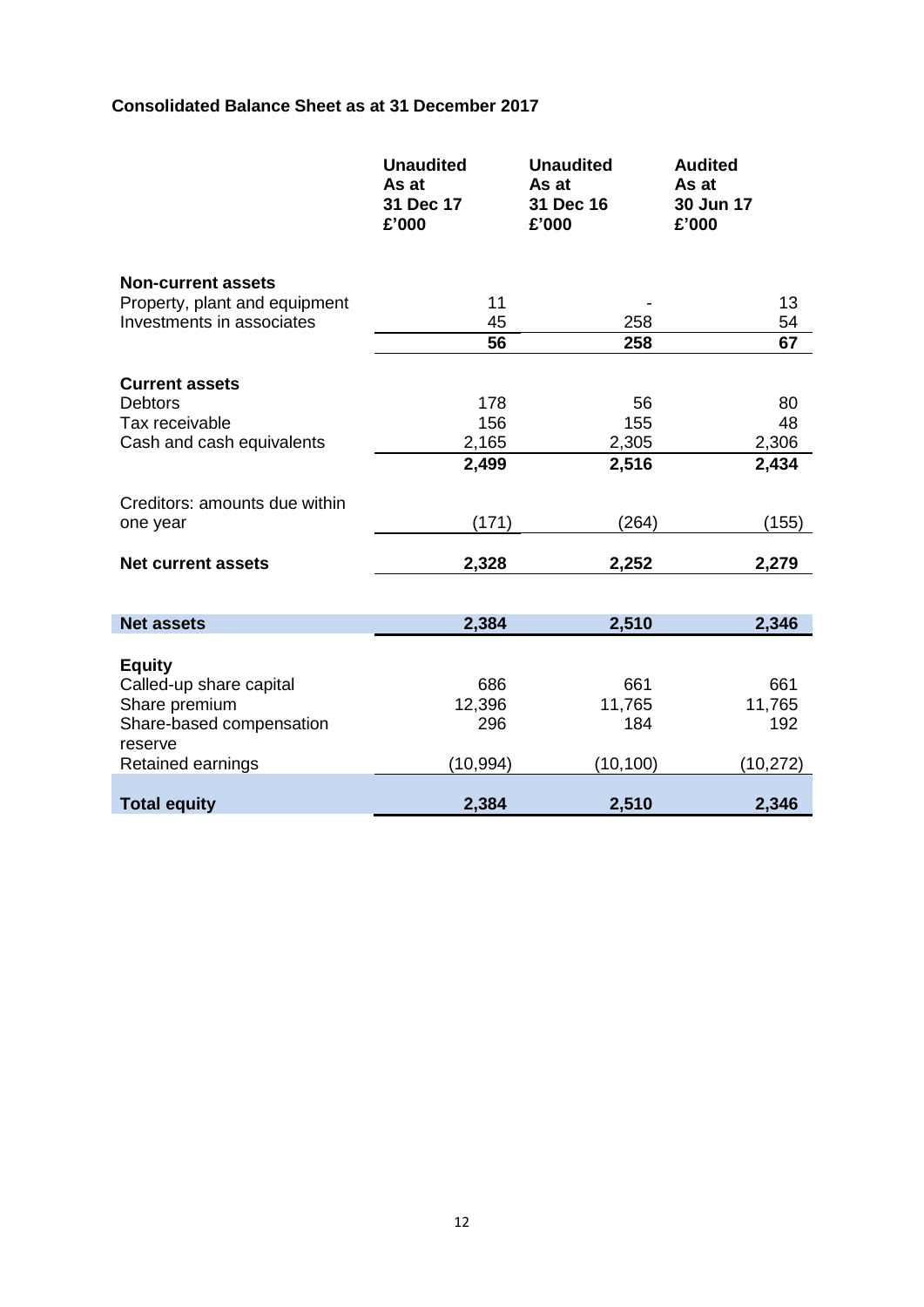**Consolidated Balance Sheet as at 31 December 2017**

| | **Unaudited As at 31 Dec 17 £'000** | **Unaudited As at 31 Dec 16 £'000** | **Audited As at 30 Jun 17 £'000** |
|---|---|---|---|
| **Non-current assets** | | | |
| Property, plant and equipment | 11 | - | 13 |
| Investments in associates | 45 | 258 | 54 |
| | **56** | **258** | **67** |
| **Current assets** | | | |
| Debtors | 178 | 56 | 80 |
| Tax receivable | 156 | 155 | 48 |
| Cash and cash equivalents | 2,165 | 2,305 | 2,306 |
| | **2,499** | **2,516** | **2,434** |
| Creditors: amounts due within one year | (171) | (264) | (155) |
| **Net current assets** | **2,328** | **2,252** | **2,279** |
| **Net assets** | **2,384** | **2,510** | **2,346** |
| **Equity** | | | |
| Called-up share capital | 686 | 661 | 661 |
| Share premium | 12,396 | 11,765 | 11,765 |
| Share-based compensation reserve | 296 | 184 | 192 |
| Retained earnings | (10,994) | (10,100) | (10,272) |
| **Total equity** | **2,384** | **2,510** | **2,346** |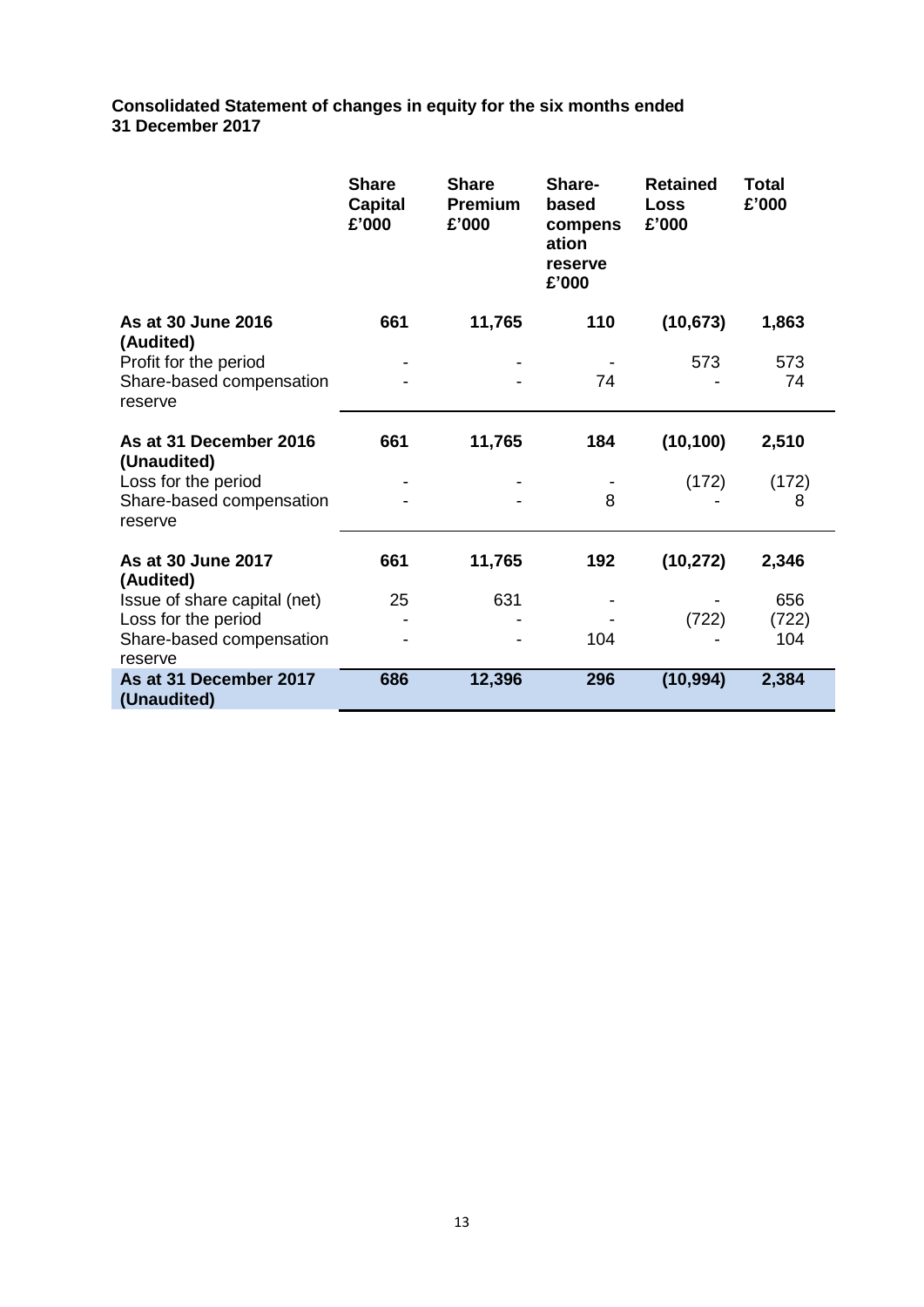**Consolidated Statement of changes in equity for the six months ended 31 December 2017**

| | Share Capital £'000 | Share Premium £'000 | Share-based compensation reserve £'000 | Retained Loss £'000 | Total £'000 |
|---|---|---|---|---|---|
| **As at 30 June 2016 (Audited)** | **661** | **11,765** | **110** | **(10,673)** | **1,863** |
| Profit for the period | - | - | - | 573 | 573 |
| Share-based compensation reserve | - | - | 74 | - | 74 |
| **As at 31 December 2016 (Unaudited)** | **661** | **11,765** | **184** | **(10,100)** | **2,510** |
| Loss for the period | - | - | - | (172) | (172) |
| Share-based compensation reserve | - | - | 8 | - | 8 |
| **As at 30 June 2017 (Audited)** | **661** | **11,765** | **192** | **(10,272)** | **2,346** |
| Issue of share capital (net) | 25 | 631 | - | - | 656 |
| Loss for the period | - | - | - | (722) | (722) |
| Share-based compensation reserve | - | - | 104 | - | 104 |
| **As at 31 December 2017 (Unaudited)** | **686** | **12,396** | **296** | **(10,994)** | **2,384** |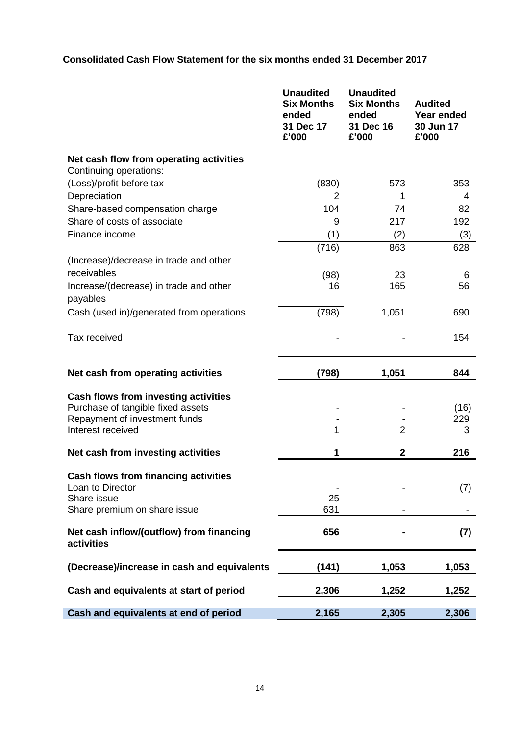**Consolidated Cash Flow Statement for the six months ended 31 December 2017**

| | Unaudited Six Months ended 31 Dec 17 £'000 | Unaudited Six Months ended 31 Dec 16 £'000 | Audited Year ended 30 Jun 17 £'000 |
|---|---|---|---|
| **Net cash flow from operating activities** | | | |
| Continuing operations: | | | |
| (Loss)/profit before tax | (830) | 573 | 353 |
| Depreciation | 2 | 1 | 4 |
| Share-based compensation charge | 104 | 74 | 82 |
| Share of costs of associate | 9 | 217 | 192 |
| Finance income | (1) | (2) | (3) |
| | (716) | 863 | 628 |
| (Increase)/decrease in trade and other receivables | (98) | 23 | 6 |
| Increase/(decrease) in trade and other payables | 16 | 165 | 56 |
| Cash (used in)/generated from operations | (798) | 1,051 | 690 |
| Tax received | - | - | 154 |
| **Net cash from operating activities** | **(798)** | **1,051** | **844** |
| **Cash flows from investing activities** | | | |
| Purchase of tangible fixed assets | - | - | (16) |
| Repayment of investment funds | - | - | 229 |
| Interest received | 1 | 2 | 3 |
| **Net cash from investing activities** | **1** | **2** | **216** |
| **Cash flows from financing activities** | | | |
| Loan to Director | - | - | (7) |
| Share issue | 25 | - | - |
| Share premium on share issue | 631 | - | - |
| **Net cash inflow/(outflow) from financing activities** | **656** | **-** | **(7)** |
| **(Decrease)/increase in cash and equivalents** | **(141)** | **1,053** | **1,053** |
| **Cash and equivalents at start of period** | **2,306** | **1,252** | **1,252** |
| **Cash and equivalents at end of period** | **2,165** | **2,305** | **2,306** |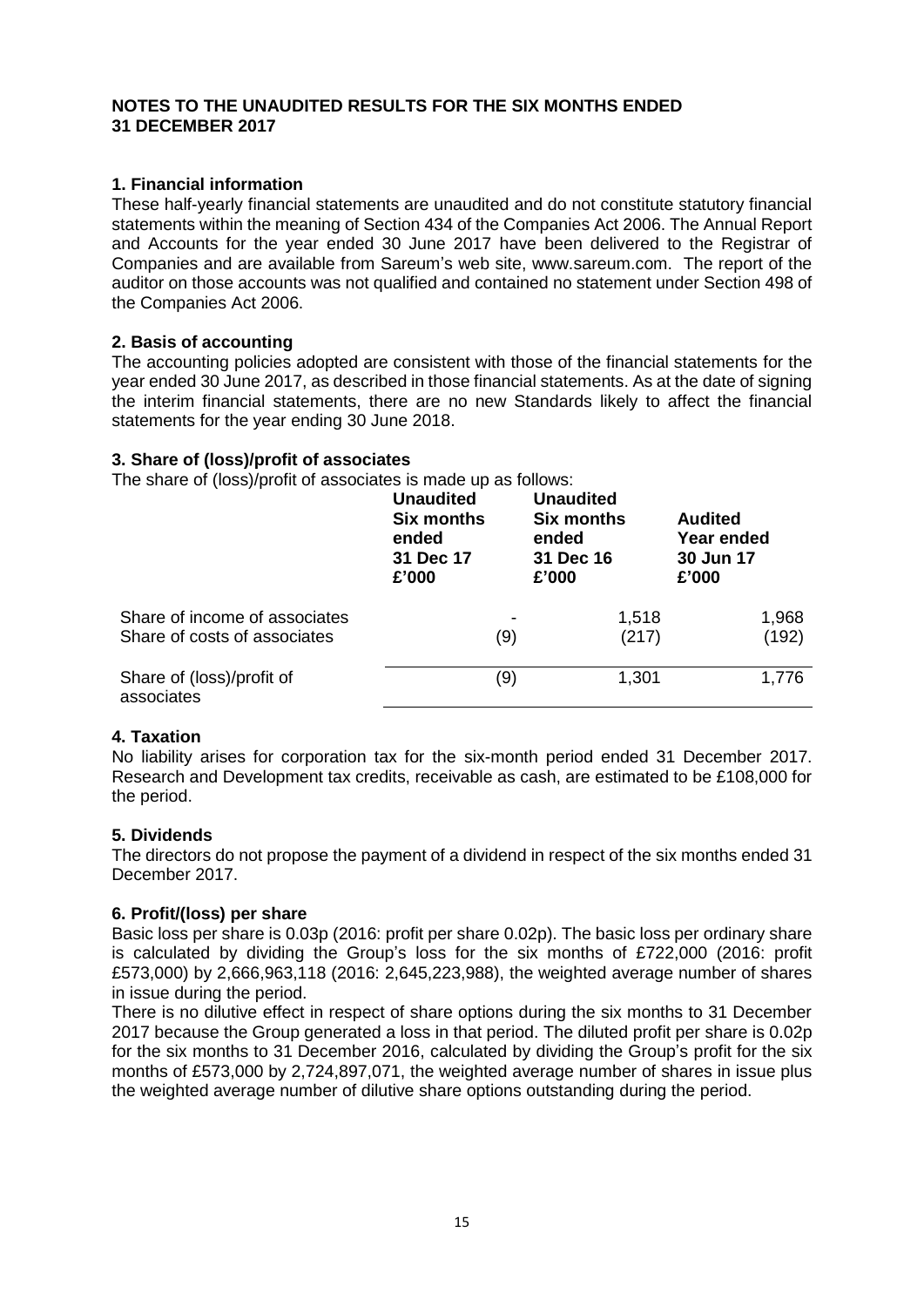**NOTES TO THE UNAUDITED RESULTS FOR THE SIX MONTHS ENDED 31 DECEMBER 2017**

### 1. Financial information

These half-yearly financial statements are unaudited and do not constitute statutory financial statements within the meaning of Section 434 of the Companies Act 2006. The Annual Report and Accounts for the year ended 30 June 2017 have been delivered to the Registrar of Companies and are available from Sareum's web site, www.sareum.com. The report of the auditor on those accounts was not qualified and contained no statement under Section 498 of the Companies Act 2006.

### 2. Basis of accounting

The accounting policies adopted are consistent with those of the financial statements for the year ended 30 June 2017, as described in those financial statements. As at the date of signing the interim financial statements, there are no new Standards likely to affect the financial statements for the year ending 30 June 2018.

### 3. Share of (loss)/profit of associates

The share of (loss)/profit of associates is made up as follows:

| | Unaudited Six months ended 31 Dec 17 £'000 | Unaudited Six months ended 31 Dec 16 £'000 | Audited Year ended 30 Jun 17 £'000 |
|---|---|---|---|
| Share of income of associates | - | 1,518 | 1,968 |
| Share of costs of associates | (9) | (217) | (192) |
| Share of (loss)/profit of associates | (9) | 1,301 | 1,776 |

### 4. Taxation

No liability arises for corporation tax for the six-month period ended 31 December 2017. Research and Development tax credits, receivable as cash, are estimated to be £108,000 for the period.

### 5. Dividends

The directors do not propose the payment of a dividend in respect of the six months ended 31 December 2017.

### 6. Profit/(loss) per share

Basic loss per share is 0.03p (2016: profit per share 0.02p). The basic loss per ordinary share is calculated by dividing the Group's loss for the six months of £722,000 (2016: profit £573,000) by 2,666,963,118 (2016: 2,645,223,988), the weighted average number of shares in issue during the period.

There is no dilutive effect in respect of share options during the six months to 31 December 2017 because the Group generated a loss in that period. The diluted profit per share is 0.02p for the six months to 31 December 2016, calculated by dividing the Group's profit for the six months of £573,000 by 2,724,897,071, the weighted average number of shares in issue plus the weighted average number of dilutive share options outstanding during the period.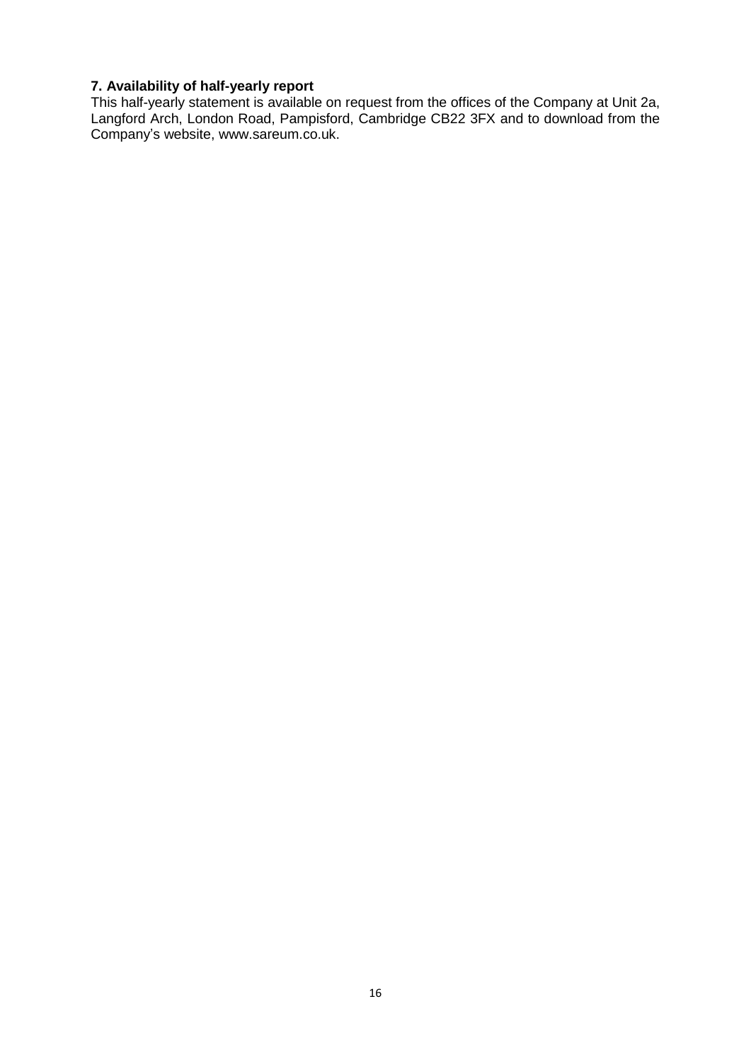**7. Availability of half-yearly report**

This half-yearly statement is available on request from the offices of the Company at Unit 2a, Langford Arch, London Road, Pampisford, Cambridge CB22 3FX and to download from the Company's website, www.sareum.co.uk.